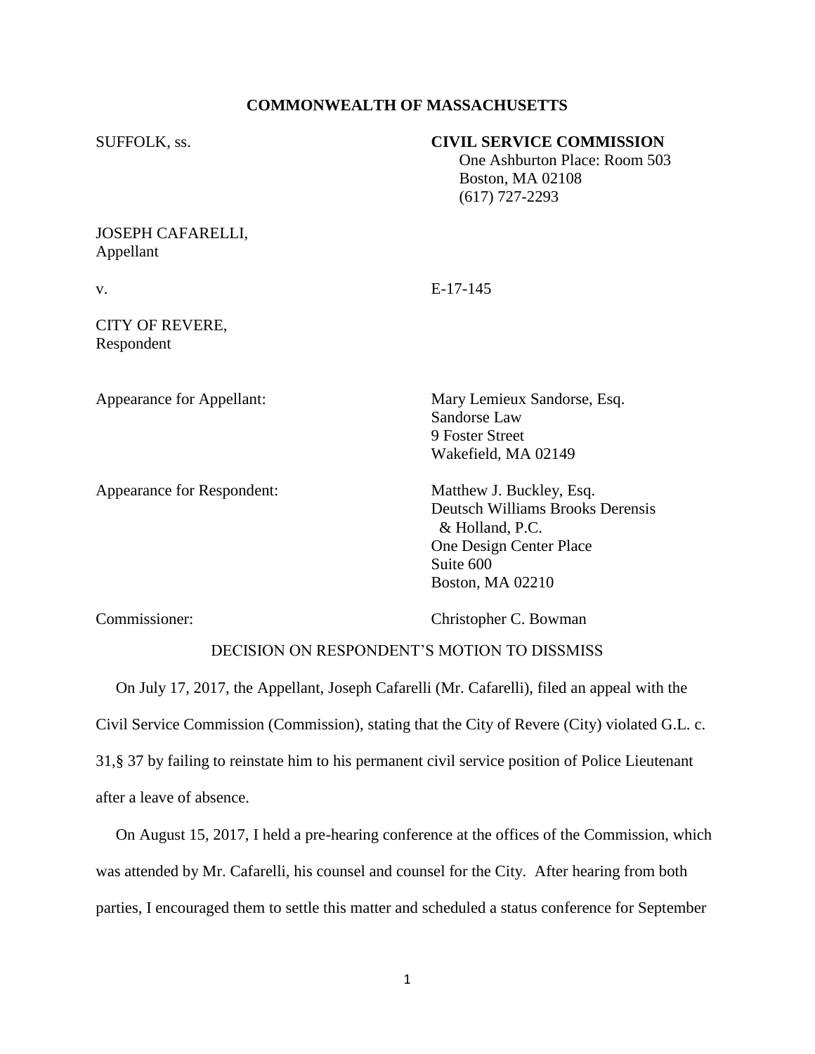**COMMONWEALTH OF MASSACHUSETTS**

SUFFOLK, ss.

**CIVIL SERVICE COMMISSION**
One Ashburton Place: Room 503
Boston, MA 02108
(617) 727-2293

JOSEPH CAFARELLI,
Appellant

v. E-17-145

CITY OF REVERE,
Respondent

Appearance for Appellant:
Mary Lemieux Sandorse, Esq.
Sandorse Law
9 Foster Street
Wakefield, MA 02149

Appearance for Respondent:
Matthew J. Buckley, Esq.
Deutsch Williams Brooks Derensis & Holland, P.C.
One Design Center Place
Suite 600
Boston, MA 02210

Commissioner: Christopher C. Bowman

DECISION ON RESPONDENT'S MOTION TO DISSMISS

On July 17, 2017, the Appellant, Joseph Cafarelli (Mr. Cafarelli), filed an appeal with the Civil Service Commission (Commission), stating that the City of Revere (City) violated G.L. c. 31,§ 37 by failing to reinstate him to his permanent civil service position of Police Lieutenant after a leave of absence.

On August 15, 2017, I held a pre-hearing conference at the offices of the Commission, which was attended by Mr. Cafarelli, his counsel and counsel for the City. After hearing from both parties, I encouraged them to settle this matter and scheduled a status conference for September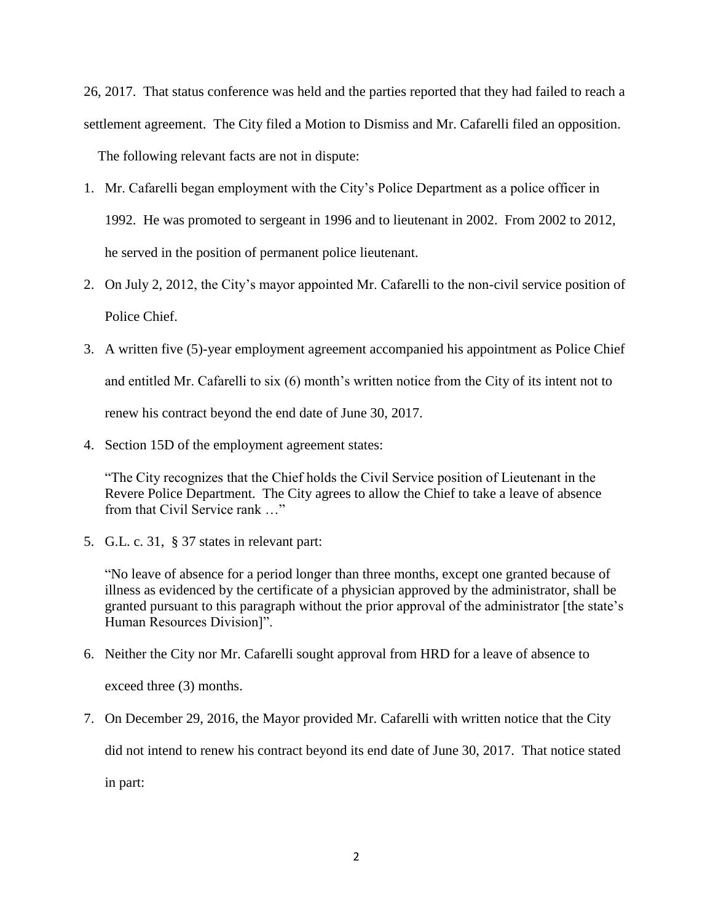26, 2017. That status conference was held and the parties reported that they had failed to reach a settlement agreement. The City filed a Motion to Dismiss and Mr. Cafarelli filed an opposition.

The following relevant facts are not in dispute:

1. Mr. Cafarelli began employment with the City's Police Department as a police officer in 1992. He was promoted to sergeant in 1996 and to lieutenant in 2002. From 2002 to 2012, he served in the position of permanent police lieutenant.
2. On July 2, 2012, the City's mayor appointed Mr. Cafarelli to the non-civil service position of Police Chief.
3. A written five (5)-year employment agreement accompanied his appointment as Police Chief and entitled Mr. Cafarelli to six (6) month's written notice from the City of its intent not to renew his contract beyond the end date of June 30, 2017.
4. Section 15D of the employment agreement states:

   "The City recognizes that the Chief holds the Civil Service position of Lieutenant in the Revere Police Department. The City agrees to allow the Chief to take a leave of absence from that Civil Service rank …"

5. G.L. c. 31, § 37 states in relevant part:

   "No leave of absence for a period longer than three months, except one granted because of illness as evidenced by the certificate of a physician approved by the administrator, shall be granted pursuant to this paragraph without the prior approval of the administrator [the state's Human Resources Division]".

6. Neither the City nor Mr. Cafarelli sought approval from HRD for a leave of absence to exceed three (3) months.
7. On December 29, 2016, the Mayor provided Mr. Cafarelli with written notice that the City did not intend to renew his contract beyond its end date of June 30, 2017. That notice stated in part: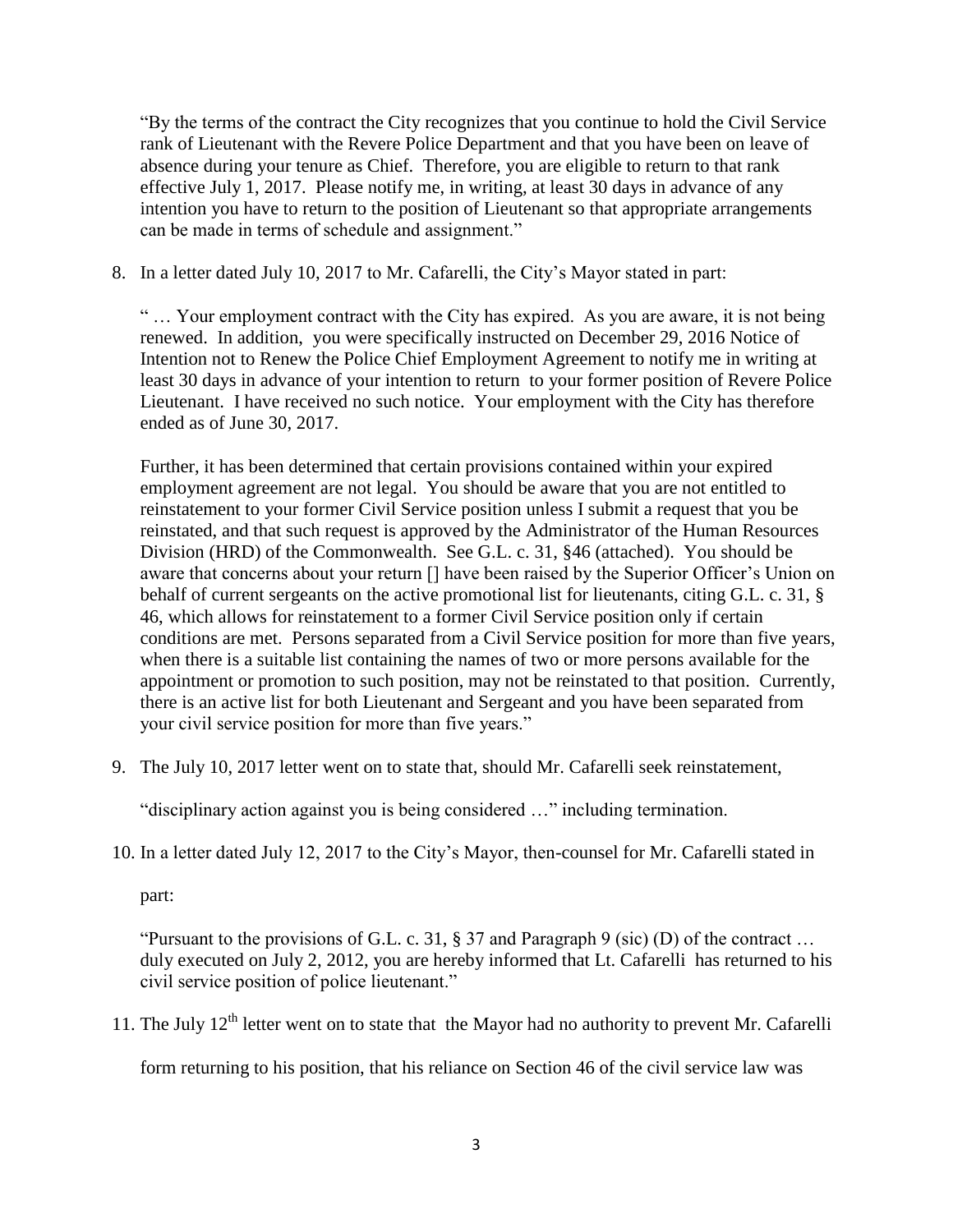"By the terms of the contract the City recognizes that you continue to hold the Civil Service rank of Lieutenant with the Revere Police Department and that you have been on leave of absence during your tenure as Chief. Therefore, you are eligible to return to that rank effective July 1, 2017. Please notify me, in writing, at least 30 days in advance of any intention you have to return to the position of Lieutenant so that appropriate arrangements can be made in terms of schedule and assignment."

8. In a letter dated July 10, 2017 to Mr. Cafarelli, the City's Mayor stated in part:

   " … Your employment contract with the City has expired. As you are aware, it is not being renewed. In addition, you were specifically instructed on December 29, 2016 Notice of Intention not to Renew the Police Chief Employment Agreement to notify me in writing at least 30 days in advance of your intention to return to your former position of Revere Police Lieutenant. I have received no such notice. Your employment with the City has therefore ended as of June 30, 2017.

   Further, it has been determined that certain provisions contained within your expired employment agreement are not legal. You should be aware that you are not entitled to reinstatement to your former Civil Service position unless I submit a request that you be reinstated, and that such request is approved by the Administrator of the Human Resources Division (HRD) of the Commonwealth. See G.L. c. 31, §46 (attached). You should be aware that concerns about your return [] have been raised by the Superior Officer's Union on behalf of current sergeants on the active promotional list for lieutenants, citing G.L. c. 31, § 46, which allows for reinstatement to a former Civil Service position only if certain conditions are met. Persons separated from a Civil Service position for more than five years, when there is a suitable list containing the names of two or more persons available for the appointment or promotion to such position, may not be reinstated to that position. Currently, there is an active list for both Lieutenant and Sergeant and you have been separated from your civil service position for more than five years."

9. The July 10, 2017 letter went on to state that, should Mr. Cafarelli seek reinstatement,

   "disciplinary action against you is being considered …" including termination.

10. In a letter dated July 12, 2017 to the City's Mayor, then-counsel for Mr. Cafarelli stated in part:

    "Pursuant to the provisions of G.L. c. 31, § 37 and Paragraph 9 (sic) (D) of the contract … duly executed on July 2, 2012, you are hereby informed that Lt. Cafarelli has returned to his civil service position of police lieutenant."

11. The July 12th letter went on to state that the Mayor had no authority to prevent Mr. Cafarelli form returning to his position, that his reliance on Section 46 of the civil service law was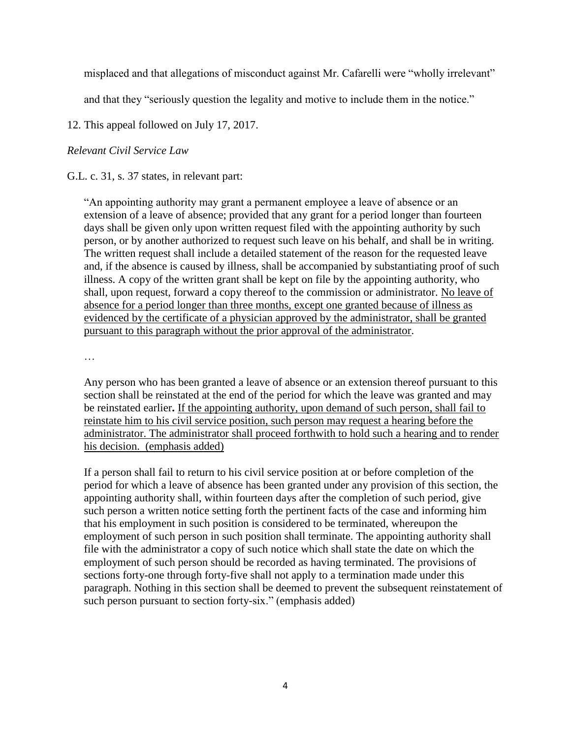misplaced and that allegations of misconduct against Mr. Cafarelli were "wholly irrelevant" and that they "seriously question the legality and motive to include them in the notice."

12. This appeal followed on July 17, 2017.

*Relevant Civil Service Law*

G.L. c. 31, s. 37 states, in relevant part:

> "An appointing authority may grant a permanent employee a leave of absence or an extension of a leave of absence; provided that any grant for a period longer than fourteen days shall be given only upon written request filed with the appointing authority by such person, or by another authorized to request such leave on his behalf, and shall be in writing. The written request shall include a detailed statement of the reason for the requested leave and, if the absence is caused by illness, shall be accompanied by substantiating proof of such illness. A copy of the written grant shall be kept on file by the appointing authority, who shall, upon request, forward a copy thereof to the commission or administrator. <u>No leave of absence for a period longer than three months, except one granted because of illness as evidenced by the certificate of a physician approved by the administrator, shall be granted pursuant to this paragraph without the prior approval of the administrator</u>.
>
> …
>
> Any person who has been granted a leave of absence or an extension thereof pursuant to this section shall be reinstated at the end of the period for which the leave was granted and may be reinstated earlier**.** <u>If the appointing authority, upon demand of such person, shall fail to reinstate him to his civil service position, such person may request a hearing before the administrator. The administrator shall proceed forthwith to hold such a hearing and to render his decision. (emphasis added)</u>
>
> If a person shall fail to return to his civil service position at or before completion of the period for which a leave of absence has been granted under any provision of this section, the appointing authority shall, within fourteen days after the completion of such period, give such person a written notice setting forth the pertinent facts of the case and informing him that his employment in such position is considered to be terminated, whereupon the employment of such person in such position shall terminate. The appointing authority shall file with the administrator a copy of such notice which shall state the date on which the employment of such person should be recorded as having terminated. The provisions of sections forty-one through forty-five shall not apply to a termination made under this paragraph. Nothing in this section shall be deemed to prevent the subsequent reinstatement of such person pursuant to section forty-six." (emphasis added)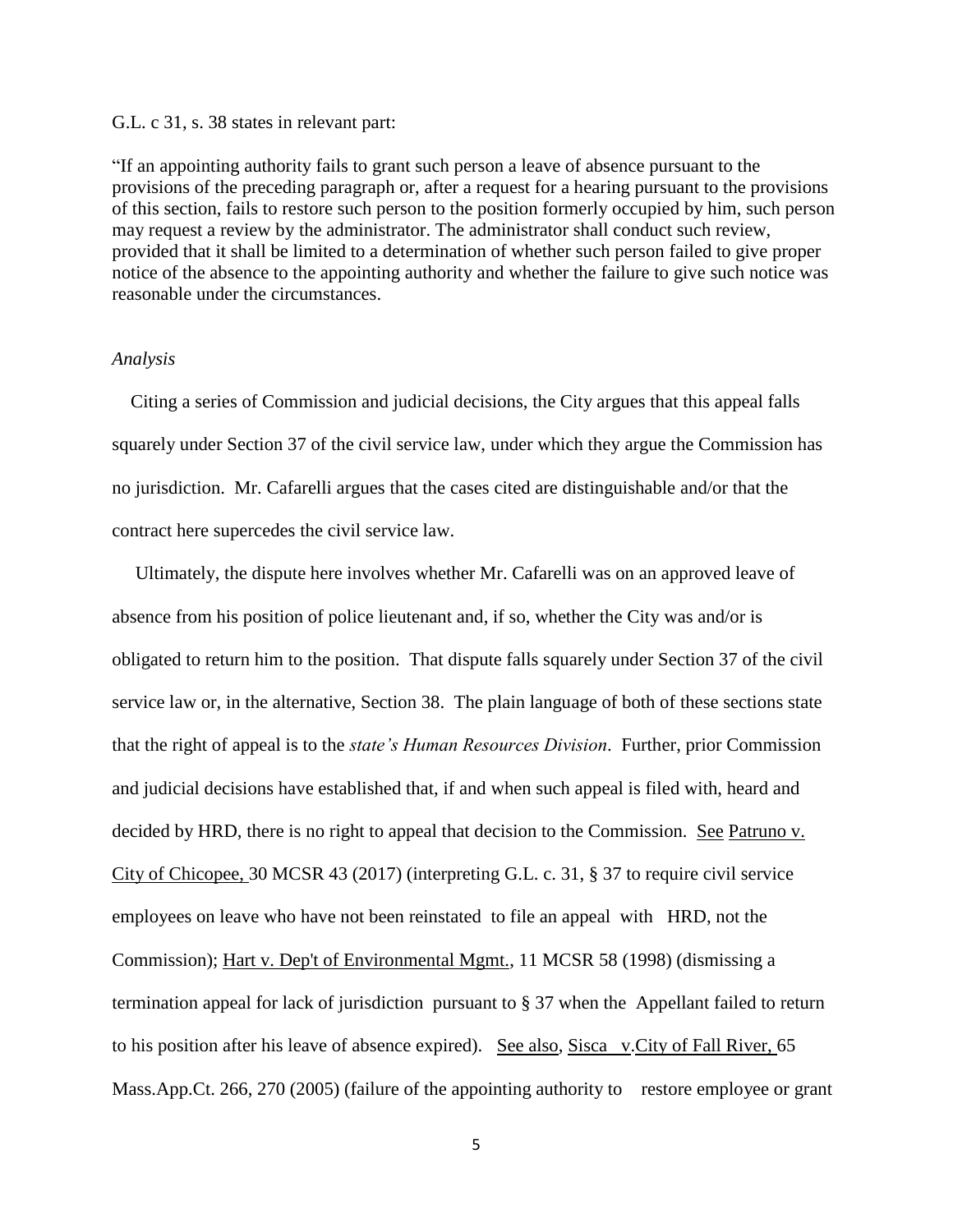G.L. c 31, s. 38 states in relevant part:

"If an appointing authority fails to grant such person a leave of absence pursuant to the provisions of the preceding paragraph or, after a request for a hearing pursuant to the provisions of this section, fails to restore such person to the position formerly occupied by him, such person may request a review by the administrator. The administrator shall conduct such review, provided that it shall be limited to a determination of whether such person failed to give proper notice of the absence to the appointing authority and whether the failure to give such notice was reasonable under the circumstances.

*Analysis*

Citing a series of Commission and judicial decisions, the City argues that this appeal falls squarely under Section 37 of the civil service law, under which they argue the Commission has no jurisdiction. Mr. Cafarelli argues that the cases cited are distinguishable and/or that the contract here supercedes the civil service law.

Ultimately, the dispute here involves whether Mr. Cafarelli was on an approved leave of absence from his position of police lieutenant and, if so, whether the City was and/or is obligated to return him to the position. That dispute falls squarely under Section 37 of the civil service law or, in the alternative, Section 38. The plain language of both of these sections state that the right of appeal is to the *state's Human Resources Division*. Further, prior Commission and judicial decisions have established that, if and when such appeal is filed with, heard and decided by HRD, there is no right to appeal that decision to the Commission. See Patruno v. City of Chicopee, 30 MCSR 43 (2017) (interpreting G.L. c. 31, § 37 to require civil service employees on leave who have not been reinstated to file an appeal with HRD, not the Commission); Hart v. Dep't of Environmental Mgmt., 11 MCSR 58 (1998) (dismissing a termination appeal for lack of jurisdiction pursuant to § 37 when the Appellant failed to return to his position after his leave of absence expired). See also, Sisca v.City of Fall River, 65 Mass.App.Ct. 266, 270 (2005) (failure of the appointing authority to restore employee or grant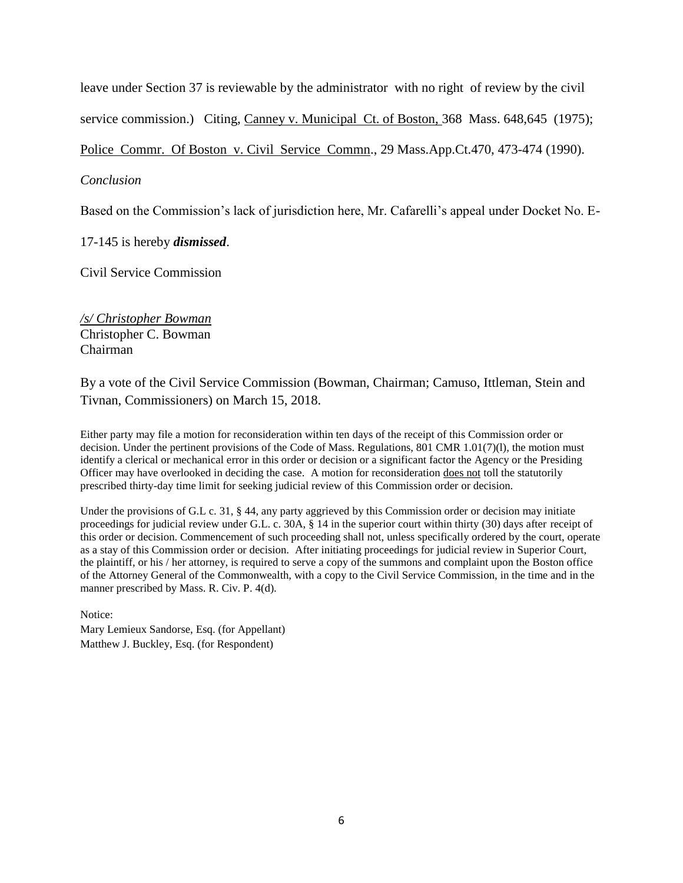leave under Section 37 is reviewable by the administrator with no right of review by the civil service commission.) Citing, Canney v. Municipal Ct. of Boston, 368 Mass. 648,645 (1975); Police Commr. Of Boston v. Civil Service Commn., 29 Mass.App.Ct.470, 473-474 (1990).

*Conclusion*

Based on the Commission's lack of jurisdiction here, Mr. Cafarelli's appeal under Docket No. E-17-145 is hereby ***dismissed***.

Civil Service Commission

*/s/ Christopher Bowman*
Christopher C. Bowman
Chairman

By a vote of the Civil Service Commission (Bowman, Chairman; Camuso, Ittleman, Stein and Tivnan, Commissioners) on March 15, 2018.

Either party may file a motion for reconsideration within ten days of the receipt of this Commission order or decision. Under the pertinent provisions of the Code of Mass. Regulations, 801 CMR 1.01(7)(l), the motion must identify a clerical or mechanical error in this order or decision or a significant factor the Agency or the Presiding Officer may have overlooked in deciding the case. A motion for reconsideration does not toll the statutorily prescribed thirty-day time limit for seeking judicial review of this Commission order or decision.

Under the provisions of G.L c. 31, § 44, any party aggrieved by this Commission order or decision may initiate proceedings for judicial review under G.L. c. 30A, § 14 in the superior court within thirty (30) days after receipt of this order or decision. Commencement of such proceeding shall not, unless specifically ordered by the court, operate as a stay of this Commission order or decision. After initiating proceedings for judicial review in Superior Court, the plaintiff, or his / her attorney, is required to serve a copy of the summons and complaint upon the Boston office of the Attorney General of the Commonwealth, with a copy to the Civil Service Commission, in the time and in the manner prescribed by Mass. R. Civ. P. 4(d).

Notice:
Mary Lemieux Sandorse, Esq. (for Appellant)
Matthew J. Buckley, Esq. (for Respondent)